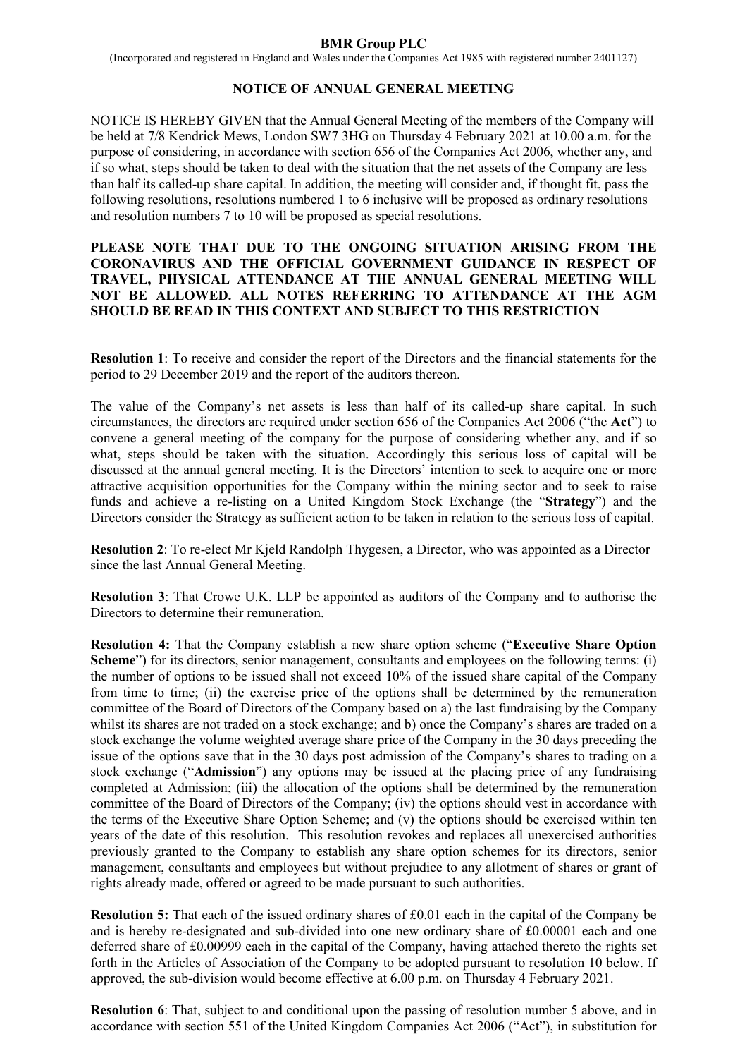# BMR Group PLC

(Incorporated and registered in England and Wales under the Companies Act 1985 with registered number 2401127)

## NOTICE OF ANNUAL GENERAL MEETING

NOTICE IS HEREBY GIVEN that the Annual General Meeting of the members of the Company will be held at 7/8 Kendrick Mews, London SW7 3HG on Thursday 4 February 2021 at 10.00 a.m. for the purpose of considering, in accordance with section 656 of the Companies Act 2006, whether any, and if so what, steps should be taken to deal with the situation that the net assets of the Company are less than half its called-up share capital. In addition, the meeting will consider and, if thought fit, pass the following resolutions, resolutions numbered 1 to 6 inclusive will be proposed as ordinary resolutions and resolution numbers 7 to 10 will be proposed as special resolutions.

**PLEASE NOTE THAT DUE TO THE ONGOING SITUATION ARISING FROM THE CORONAVIRUS AND THE OFFICIAL GOVERNMENT GUIDANCE IN RESPECT OF TRAVEL, PHYSICAL ATTENDANCE AT THE ANNUAL GENERAL MEETING WILL NOT BE ALLOWED. ALL NOTES REFERRING TO ATTENDANCE AT THE AGM SHOULD BE READ IN THIS CONTEXT AND SUBJECT TO THIS RESTRICTION**

**Resolution 1**: To receive and consider the report of the Directors and the financial statements for the period to 29 December 2019 and the report of the auditors thereon.

The value of the Company's net assets is less than half of its called-up share capital. In such circumstances, the directors are required under section 656 of the Companies Act 2006 ("the **Act**") to convene a general meeting of the company for the purpose of considering whether any, and if so what, steps should be taken with the situation. Accordingly this serious loss of capital will be discussed at the annual general meeting. It is the Directors' intention to seek to acquire one or more attractive acquisition opportunities for the Company within the mining sector and to seek to raise funds and achieve a re-listing on a United Kingdom Stock Exchange (the "**Strategy**") and the Directors consider the Strategy as sufficient action to be taken in relation to the serious loss of capital.

**Resolution 2**: To re-elect Mr Kjeld Randolph Thygesen, a Director, who was appointed as a Director since the last Annual General Meeting.

**Resolution 3**: That Crowe U.K. LLP be appointed as auditors of the Company and to authorise the Directors to determine their remuneration.

**Resolution 4:** That the Company establish a new share option scheme ("**Executive Share Option Scheme**") for its directors, senior management, consultants and employees on the following terms: (i) the number of options to be issued shall not exceed 10% of the issued share capital of the Company from time to time; (ii) the exercise price of the options shall be determined by the remuneration committee of the Board of Directors of the Company based on a) the last fundraising by the Company whilst its shares are not traded on a stock exchange; and b) once the Company's shares are traded on a stock exchange the volume weighted average share price of the Company in the 30 days preceding the issue of the options save that in the 30 days post admission of the Company's shares to trading on a stock exchange ("**Admission**") any options may be issued at the placing price of any fundraising completed at Admission; (iii) the allocation of the options shall be determined by the remuneration committee of the Board of Directors of the Company; (iv) the options should vest in accordance with the terms of the Executive Share Option Scheme; and (v) the options should be exercised within ten years of the date of this resolution. This resolution revokes and replaces all unexercised authorities previously granted to the Company to establish any share option schemes for its directors, senior management, consultants and employees but without prejudice to any allotment of shares or grant of rights already made, offered or agreed to be made pursuant to such authorities.

**Resolution 5:** That each of the issued ordinary shares of £0.01 each in the capital of the Company be and is hereby re-designated and sub-divided into one new ordinary share of £0.00001 each and one deferred share of £0.00999 each in the capital of the Company, having attached thereto the rights set forth in the Articles of Association of the Company to be adopted pursuant to resolution 10 below. If approved, the sub-division would become effective at 6.00 p.m. on Thursday 4 February 2021.

**Resolution 6**: That, subject to and conditional upon the passing of resolution number 5 above, and in accordance with section 551 of the United Kingdom Companies Act 2006 ("Act"), in substitution for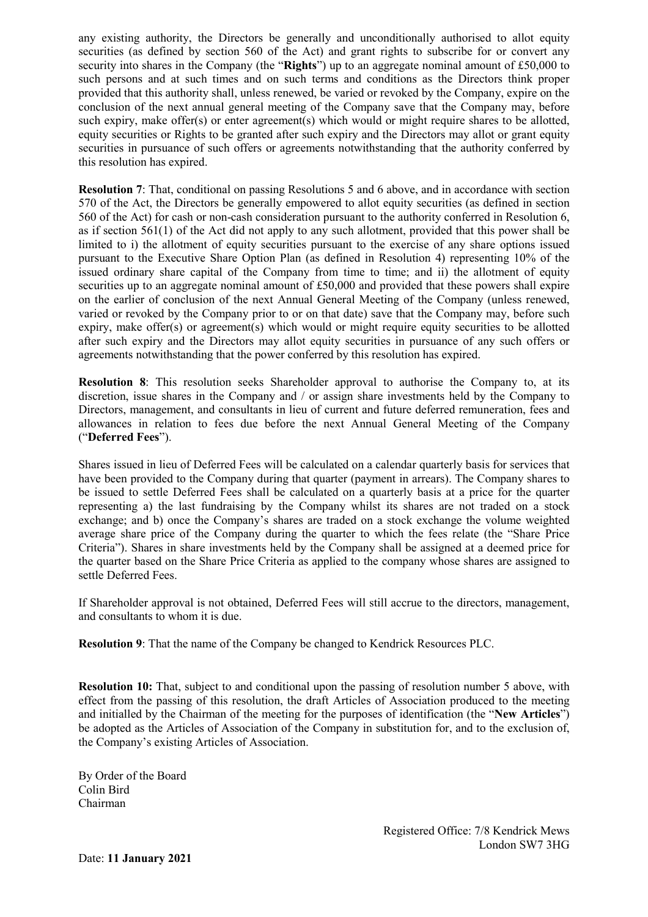any existing authority, the Directors be generally and unconditionally authorised to allot equity securities (as defined by section 560 of the Act) and grant rights to subscribe for or convert any security into shares in the Company (the "**Rights**") up to an aggregate nominal amount of £50,000 to such persons and at such times and on such terms and conditions as the Directors think proper provided that this authority shall, unless renewed, be varied or revoked by the Company, expire on the conclusion of the next annual general meeting of the Company save that the Company may, before such expiry, make offer(s) or enter agreement(s) which would or might require shares to be allotted, equity securities or Rights to be granted after such expiry and the Directors may allot or grant equity securities in pursuance of such offers or agreements notwithstanding that the authority conferred by this resolution has expired.

**Resolution 7**: That, conditional on passing Resolutions 5 and 6 above, and in accordance with section 570 of the Act, the Directors be generally empowered to allot equity securities (as defined in section 560 of the Act) for cash or non-cash consideration pursuant to the authority conferred in Resolution 6, as if section 561(1) of the Act did not apply to any such allotment, provided that this power shall be limited to i) the allotment of equity securities pursuant to the exercise of any share options issued pursuant to the Executive Share Option Plan (as defined in Resolution 4) representing 10% of the issued ordinary share capital of the Company from time to time; and ii) the allotment of equity securities up to an aggregate nominal amount of £50,000 and provided that these powers shall expire on the earlier of conclusion of the next Annual General Meeting of the Company (unless renewed, varied or revoked by the Company prior to or on that date) save that the Company may, before such expiry, make offer(s) or agreement(s) which would or might require equity securities to be allotted after such expiry and the Directors may allot equity securities in pursuance of any such offers or agreements notwithstanding that the power conferred by this resolution has expired.

**Resolution 8**: This resolution seeks Shareholder approval to authorise the Company to, at its discretion, issue shares in the Company and / or assign share investments held by the Company to Directors, management, and consultants in lieu of current and future deferred remuneration, fees and allowances in relation to fees due before the next Annual General Meeting of the Company ("**Deferred Fees**").

Shares issued in lieu of Deferred Fees will be calculated on a calendar quarterly basis for services that have been provided to the Company during that quarter (payment in arrears). The Company shares to be issued to settle Deferred Fees shall be calculated on a quarterly basis at a price for the quarter representing a) the last fundraising by the Company whilst its shares are not traded on a stock exchange; and b) once the Company's shares are traded on a stock exchange the volume weighted average share price of the Company during the quarter to which the fees relate (the "Share Price Criteria"). Shares in share investments held by the Company shall be assigned at a deemed price for the quarter based on the Share Price Criteria as applied to the company whose shares are assigned to settle Deferred Fees.

If Shareholder approval is not obtained, Deferred Fees will still accrue to the directors, management, and consultants to whom it is due.

**Resolution 9**: That the name of the Company be changed to Kendrick Resources PLC.

**Resolution 10:** That, subject to and conditional upon the passing of resolution number 5 above, with effect from the passing of this resolution, the draft Articles of Association produced to the meeting and initialled by the Chairman of the meeting for the purposes of identification (the "**New Articles**") be adopted as the Articles of Association of the Company in substitution for, and to the exclusion of, the Company's existing Articles of Association.

By Order of the Board
Colin Bird
Chairman

Registered Office: 7/8 Kendrick Mews
London SW7 3HG

Date: **11 January 2021**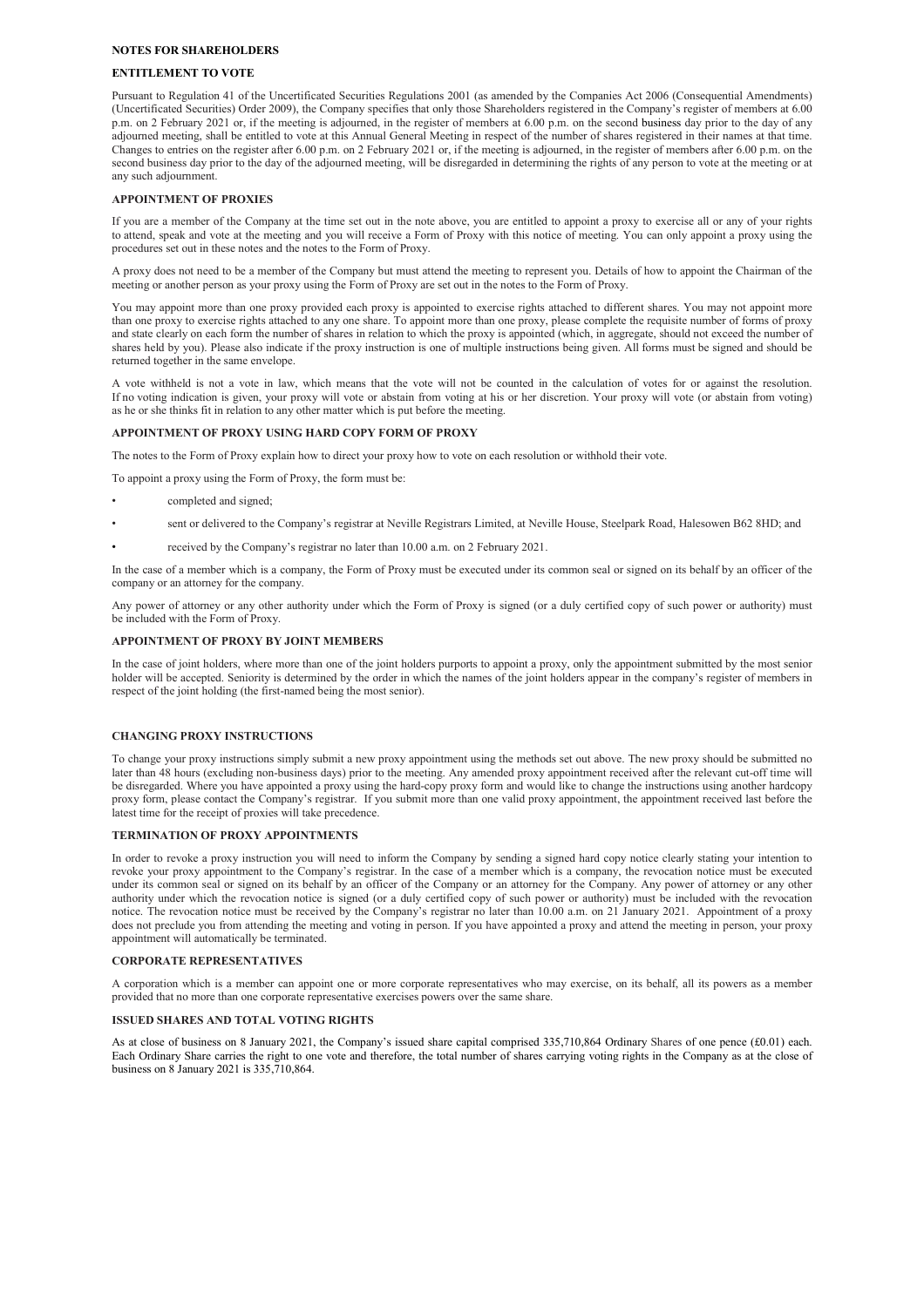## NOTES FOR SHAREHOLDERS

### ENTITLEMENT TO VOTE

Pursuant to Regulation 41 of the Uncertificated Securities Regulations 2001 (as amended by the Companies Act 2006 (Consequential Amendments) (Uncertificated Securities) Order 2009), the Company specifies that only those Shareholders registered in the Company's register of members at 6.00 p.m. on 2 February 2021 or, if the meeting is adjourned, in the register of members at 6.00 p.m. on the second business day prior to the day of any adjourned meeting, shall be entitled to vote at this Annual General Meeting in respect of the number of shares registered in their names at that time. Changes to entries on the register after 6.00 p.m. on 2 February 2021 or, if the meeting is adjourned, in the register of members after 6.00 p.m. on the second business day prior to the day of the adjourned meeting, will be disregarded in determining the rights of any person to vote at the meeting or at any such adjournment.

### APPOINTMENT OF PROXIES

If you are a member of the Company at the time set out in the note above, you are entitled to appoint a proxy to exercise all or any of your rights to attend, speak and vote at the meeting and you will receive a Form of Proxy with this notice of meeting. You can only appoint a proxy using the procedures set out in these notes and the notes to the Form of Proxy.

A proxy does not need to be a member of the Company but must attend the meeting to represent you. Details of how to appoint the Chairman of the meeting or another person as your proxy using the Form of Proxy are set out in the notes to the Form of Proxy.

You may appoint more than one proxy provided each proxy is appointed to exercise rights attached to different shares. You may not appoint more than one proxy to exercise rights attached to any one share. To appoint more than one proxy, please complete the requisite number of forms of proxy and state clearly on each form the number of shares in relation to which the proxy is appointed (which, in aggregate, should not exceed the number of shares held by you). Please also indicate if the proxy instruction is one of multiple instructions being given. All forms must be signed and should be returned together in the same envelope.

A vote withheld is not a vote in law, which means that the vote will not be counted in the calculation of votes for or against the resolution. If no voting indication is given, your proxy will vote or abstain from voting at his or her discretion. Your proxy will vote (or abstain from voting) as he or she thinks fit in relation to any other matter which is put before the meeting.

### APPOINTMENT OF PROXY USING HARD COPY FORM OF PROXY

The notes to the Form of Proxy explain how to direct your proxy how to vote on each resolution or withhold their vote.

To appoint a proxy using the Form of Proxy, the form must be:

- completed and signed;
- sent or delivered to the Company's registrar at Neville Registrars Limited, at Neville House, Steelpark Road, Halesowen B62 8HD; and
- received by the Company's registrar no later than 10.00 a.m. on 2 February 2021.

In the case of a member which is a company, the Form of Proxy must be executed under its common seal or signed on its behalf by an officer of the company or an attorney for the company.

Any power of attorney or any other authority under which the Form of Proxy is signed (or a duly certified copy of such power or authority) must be included with the Form of Proxy.

### APPOINTMENT OF PROXY BY JOINT MEMBERS

In the case of joint holders, where more than one of the joint holders purports to appoint a proxy, only the appointment submitted by the most senior holder will be accepted. Seniority is determined by the order in which the names of the joint holders appear in the company's register of members in respect of the joint holding (the first-named being the most senior).

### CHANGING PROXY INSTRUCTIONS

To change your proxy instructions simply submit a new proxy appointment using the methods set out above. The new proxy should be submitted no later than 48 hours (excluding non-business days) prior to the meeting. Any amended proxy appointment received after the relevant cut-off time will be disregarded. Where you have appointed a proxy using the hard-copy proxy form and would like to change the instructions using another hardcopy proxy form, please contact the Company's registrar. If you submit more than one valid proxy appointment, the appointment received last before the latest time for the receipt of proxies will take precedence.

### TERMINATION OF PROXY APPOINTMENTS

In order to revoke a proxy instruction you will need to inform the Company by sending a signed hard copy notice clearly stating your intention to revoke your proxy appointment to the Company's registrar. In the case of a member which is a company, the revocation notice must be executed under its common seal or signed on its behalf by an officer of the Company or an attorney for the Company. Any power of attorney or any other authority under which the revocation notice is signed (or a duly certified copy of such power or authority) must be included with the revocation notice. The revocation notice must be received by the Company's registrar no later than 10.00 a.m. on 21 January 2021. Appointment of a proxy does not preclude you from attending the meeting and voting in person. If you have appointed a proxy and attend the meeting in person, your proxy appointment will automatically be terminated.

### CORPORATE REPRESENTATIVES

A corporation which is a member can appoint one or more corporate representatives who may exercise, on its behalf, all its powers as a member provided that no more than one corporate representative exercises powers over the same share.

### ISSUED SHARES AND TOTAL VOTING RIGHTS

As at close of business on 8 January 2021, the Company's issued share capital comprised 335,710,864 Ordinary Shares of one pence (£0.01) each. Each Ordinary Share carries the right to one vote and therefore, the total number of shares carrying voting rights in the Company as at the close of business on 8 January 2021 is 335,710,864.